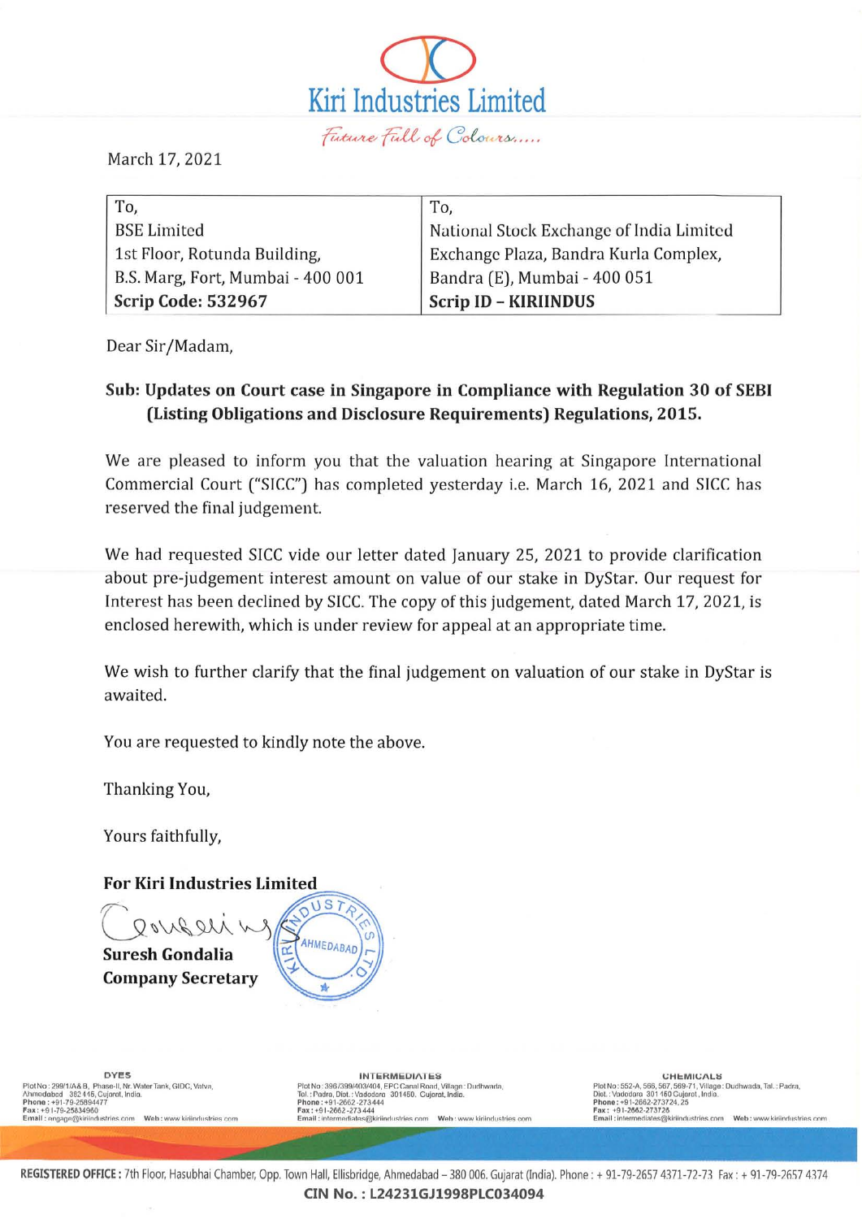# Kiri Industries Limited

*Future Full of Colours.....*

March 17, 2021

| To, | To, |
| --- | --- |
| BSE Limited | National Stock Exchange of India Limited |
| 1st Floor, Rotunda Building, | Exchange Plaza, Bandra Kurla Complex, |
| B.S. Marg, Fort, Mumbai - 400 001 | Bandra (E), Mumbai - 400 051 |
| **Scrip Code: 532967** | **Scrip ID – KIRIINDUS** |

Dear Sir/Madam,

**Sub: Updates on Court case in Singapore in Compliance with Regulation 30 of SEBI (Listing Obligations and Disclosure Requirements) Regulations, 2015.**

We are pleased to inform you that the valuation hearing at Singapore International Commercial Court ("SICC") has completed yesterday i.e. March 16, 2021 and SICC has reserved the final judgement.

We had requested SICC vide our letter dated January 25, 2021 to provide clarification about pre-judgement interest amount on value of our stake in DyStar. Our request for Interest has been declined by SICC. The copy of this judgement, dated March 17, 2021, is enclosed herewith, which is under review for appeal at an appropriate time.

We wish to further clarify that the final judgement on valuation of our stake in DyStar is awaited.

You are requested to kindly note the above.

Thanking You,

Yours faithfully,

**For Kiri Industries Limited**

**Suresh Gondalia**
**Company Secretary**

**DYES**
Plot No: 299/1/A&B, Phase-II, Nr. Water Tank, GIDC, Vatva, Ahmedabad 382 445, Gujarat, India.
Phone: +91-79-25894477
Fax: +91-79-25834960
Email: engage@kiriindustries.com Web: www.kiriindustries.com

**INTERMEDIATES**
Plot No: 396/399/403/404, EPC Canal Road, Village: Dudhwada, Tal.: Padra, Dist.: Vadodara 391450. Gujarat, India.
Phone: +91-2662-273444
Fax: +91-2662-273444
Email: intermediates@kiriindustries.com Web: www.kiriindustries.com

**CHEMICALS**
Plot No: 552-A, 566, 567, 569-71, Village: Dudhwada, Tal.: Padra, Dist.: Vadodara 391 450 Gujarat, India.
Phone: +91-2662-273724, 25
Fax: +91-2662-273726
Email: intermediates@kiriindustries.com Web: www.kiriindustries.com

**REGISTERED OFFICE:** 7th Floor, Hasubhai Chamber, Opp. Town Hall, Ellisbridge, Ahmedabad – 380 006. Gujarat (India). Phone: + 91-79-2657 4371-72-73 Fax: + 91-79-2657 4374

**CIN No.: L24231GJ1998PLC034094**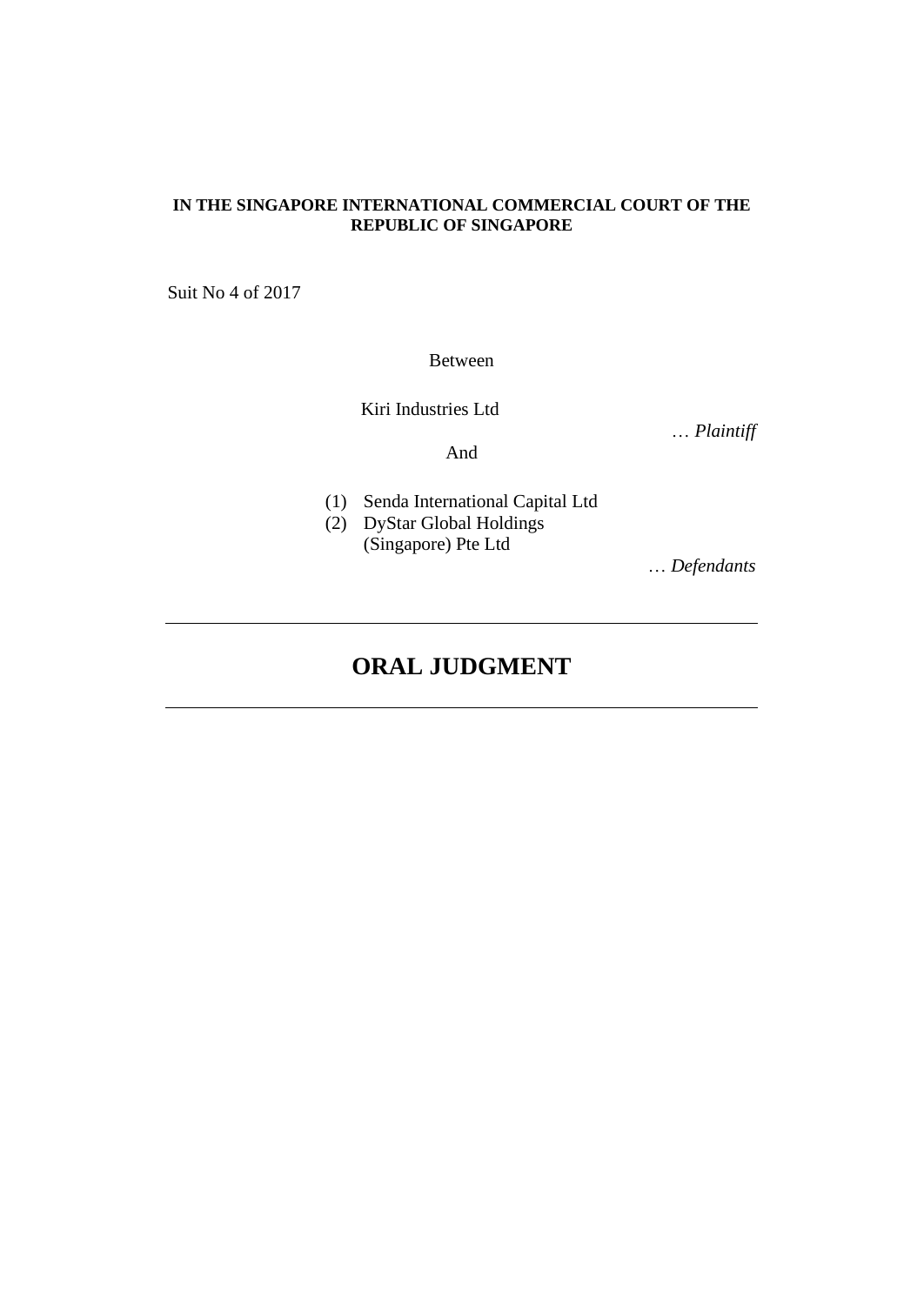**IN THE SINGAPORE INTERNATIONAL COMMERCIAL COURT OF THE REPUBLIC OF SINGAPORE**

Suit No 4 of 2017

Between

Kiri Industries Ltd

… *Plaintiff*

And

(1) Senda International Capital Ltd
(2) DyStar Global Holdings (Singapore) Pte Ltd

… *Defendants*

---

# ORAL JUDGMENT

---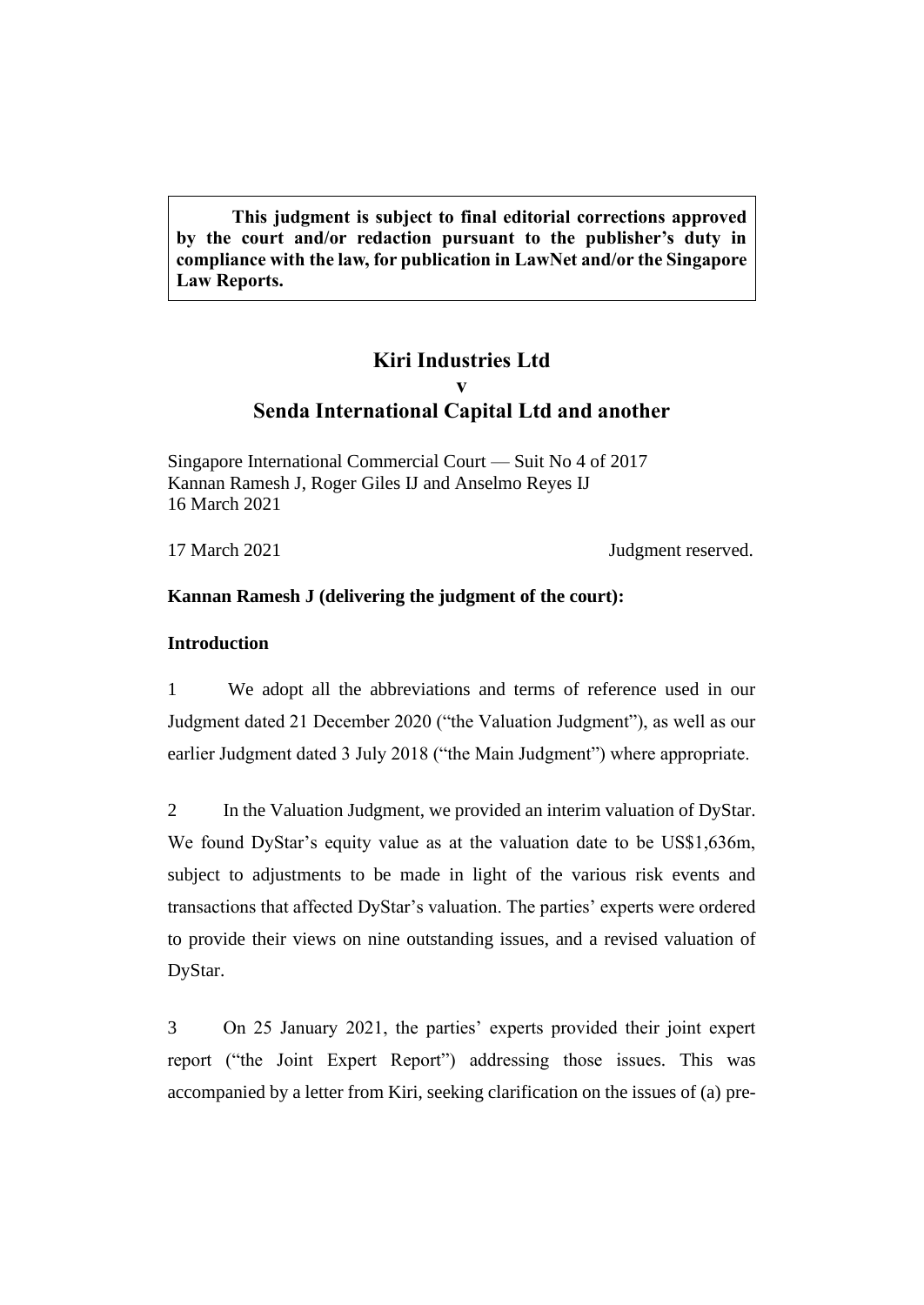**This judgment is subject to final editorial corrections approved by the court and/or redaction pursuant to the publisher's duty in compliance with the law, for publication in LawNet and/or the Singapore Law Reports.**

# Kiri Industries Ltd
# v
# Senda International Capital Ltd and another

Singapore International Commercial Court — Suit No 4 of 2017
Kannan Ramesh J, Roger Giles IJ and Anselmo Reyes IJ
16 March 2021

17 March 2021 Judgment reserved.

**Kannan Ramesh J (delivering the judgment of the court):**

**Introduction**

1 We adopt all the abbreviations and terms of reference used in our Judgment dated 21 December 2020 ("the Valuation Judgment"), as well as our earlier Judgment dated 3 July 2018 ("the Main Judgment") where appropriate.

2 In the Valuation Judgment, we provided an interim valuation of DyStar. We found DyStar's equity value as at the valuation date to be US$1,636m, subject to adjustments to be made in light of the various risk events and transactions that affected DyStar's valuation. The parties' experts were ordered to provide their views on nine outstanding issues, and a revised valuation of DyStar.

3 On 25 January 2021, the parties' experts provided their joint expert report ("the Joint Expert Report") addressing those issues. This was accompanied by a letter from Kiri, seeking clarification on the issues of (a) pre-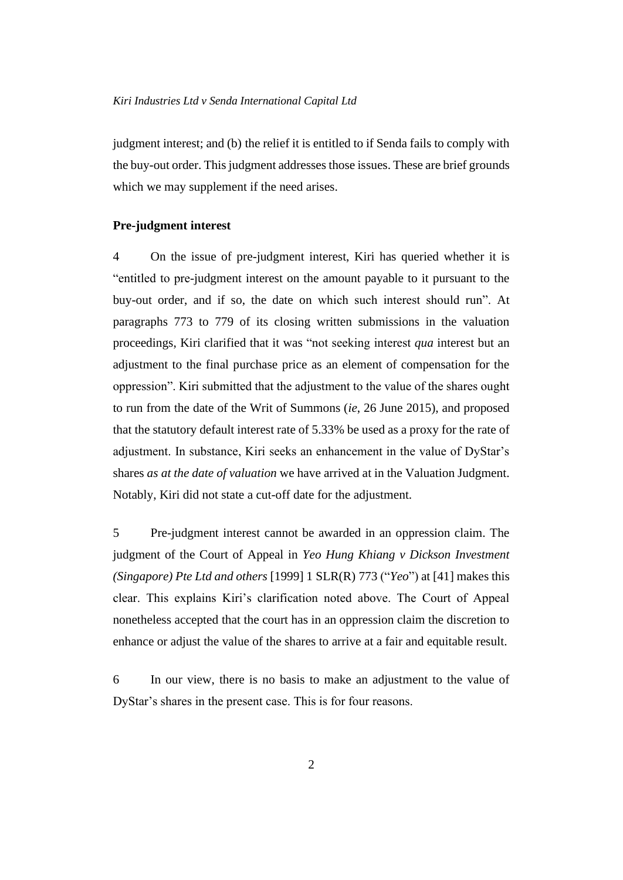judgment interest; and (b) the relief it is entitled to if Senda fails to comply with the buy-out order. This judgment addresses those issues. These are brief grounds which we may supplement if the need arises.

**Pre-judgment interest**

4 On the issue of pre-judgment interest, Kiri has queried whether it is "entitled to pre-judgment interest on the amount payable to it pursuant to the buy-out order, and if so, the date on which such interest should run". At paragraphs 773 to 779 of its closing written submissions in the valuation proceedings, Kiri clarified that it was "not seeking interest *qua* interest but an adjustment to the final purchase price as an element of compensation for the oppression". Kiri submitted that the adjustment to the value of the shares ought to run from the date of the Writ of Summons (*ie*, 26 June 2015), and proposed that the statutory default interest rate of 5.33% be used as a proxy for the rate of adjustment. In substance, Kiri seeks an enhancement in the value of DyStar's shares *as at the date of valuation* we have arrived at in the Valuation Judgment. Notably, Kiri did not state a cut-off date for the adjustment.

5 Pre-judgment interest cannot be awarded in an oppression claim. The judgment of the Court of Appeal in *Yeo Hung Khiang v Dickson Investment (Singapore) Pte Ltd and others* [1999] 1 SLR(R) 773 ("*Yeo*") at [41] makes this clear. This explains Kiri's clarification noted above. The Court of Appeal nonetheless accepted that the court has in an oppression claim the discretion to enhance or adjust the value of the shares to arrive at a fair and equitable result.

6 In our view, there is no basis to make an adjustment to the value of DyStar's shares in the present case. This is for four reasons.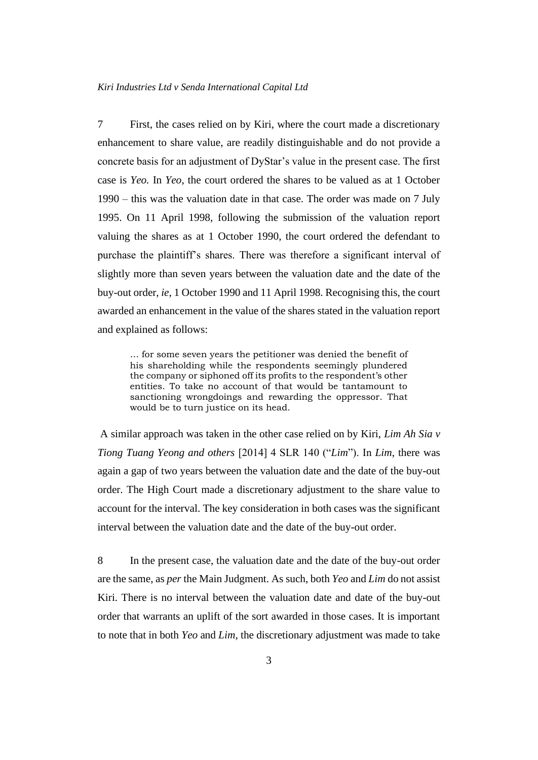7 First, the cases relied on by Kiri, where the court made a discretionary enhancement to share value, are readily distinguishable and do not provide a concrete basis for an adjustment of DyStar's value in the present case. The first case is *Yeo.* In *Yeo*, the court ordered the shares to be valued as at 1 October 1990 – this was the valuation date in that case. The order was made on 7 July 1995. On 11 April 1998, following the submission of the valuation report valuing the shares as at 1 October 1990, the court ordered the defendant to purchase the plaintiff's shares. There was therefore a significant interval of slightly more than seven years between the valuation date and the date of the buy-out order, *ie*, 1 October 1990 and 11 April 1998. Recognising this, the court awarded an enhancement in the value of the shares stated in the valuation report and explained as follows:

> … for some seven years the petitioner was denied the benefit of his shareholding while the respondents seemingly plundered the company or siphoned off its profits to the respondent's other entities. To take no account of that would be tantamount to sanctioning wrongdoings and rewarding the oppressor. That would be to turn justice on its head.

A similar approach was taken in the other case relied on by Kiri, *Lim Ah Sia v Tiong Tuang Yeong and others* [2014] 4 SLR 140 ("*Lim*"). In *Lim*, there was again a gap of two years between the valuation date and the date of the buy-out order. The High Court made a discretionary adjustment to the share value to account for the interval. The key consideration in both cases was the significant interval between the valuation date and the date of the buy-out order.

8 In the present case, the valuation date and the date of the buy-out order are the same, as *per* the Main Judgment. As such, both *Yeo* and *Lim* do not assist Kiri. There is no interval between the valuation date and date of the buy-out order that warrants an uplift of the sort awarded in those cases. It is important to note that in both *Yeo* and *Lim*, the discretionary adjustment was made to take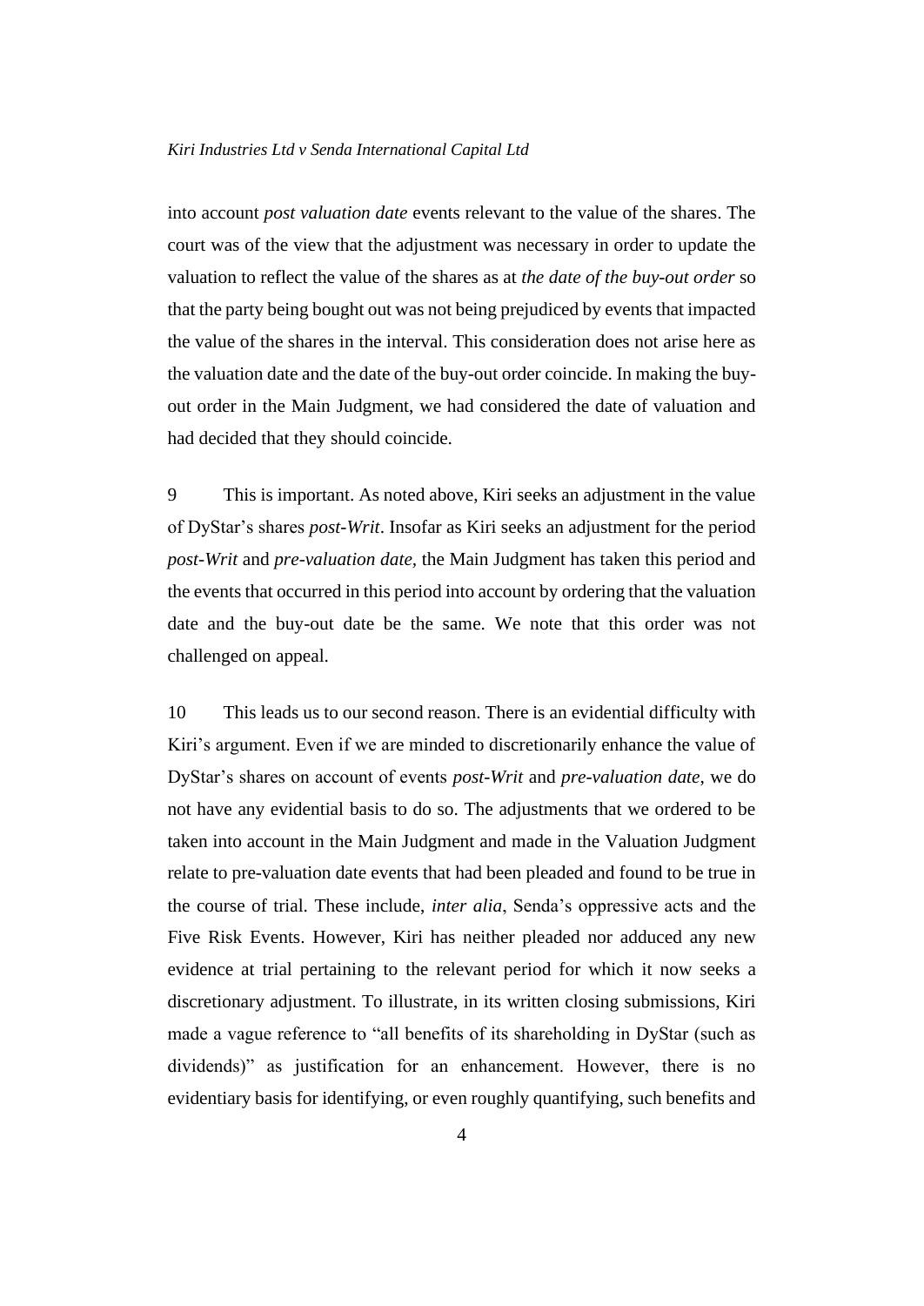into account *post valuation date* events relevant to the value of the shares. The court was of the view that the adjustment was necessary in order to update the valuation to reflect the value of the shares as at *the date of the buy-out order* so that the party being bought out was not being prejudiced by events that impacted the value of the shares in the interval. This consideration does not arise here as the valuation date and the date of the buy-out order coincide. In making the buy-out order in the Main Judgment, we had considered the date of valuation and had decided that they should coincide.

9 This is important. As noted above, Kiri seeks an adjustment in the value of DyStar's shares *post-Writ*. Insofar as Kiri seeks an adjustment for the period *post-Writ* and *pre-valuation date*, the Main Judgment has taken this period and the events that occurred in this period into account by ordering that the valuation date and the buy-out date be the same. We note that this order was not challenged on appeal.

10 This leads us to our second reason. There is an evidential difficulty with Kiri's argument. Even if we are minded to discretionarily enhance the value of DyStar's shares on account of events *post-Writ* and *pre-valuation date*, we do not have any evidential basis to do so. The adjustments that we ordered to be taken into account in the Main Judgment and made in the Valuation Judgment relate to pre-valuation date events that had been pleaded and found to be true in the course of trial. These include, *inter alia*, Senda's oppressive acts and the Five Risk Events. However, Kiri has neither pleaded nor adduced any new evidence at trial pertaining to the relevant period for which it now seeks a discretionary adjustment. To illustrate, in its written closing submissions, Kiri made a vague reference to "all benefits of its shareholding in DyStar (such as dividends)" as justification for an enhancement. However, there is no evidentiary basis for identifying, or even roughly quantifying, such benefits and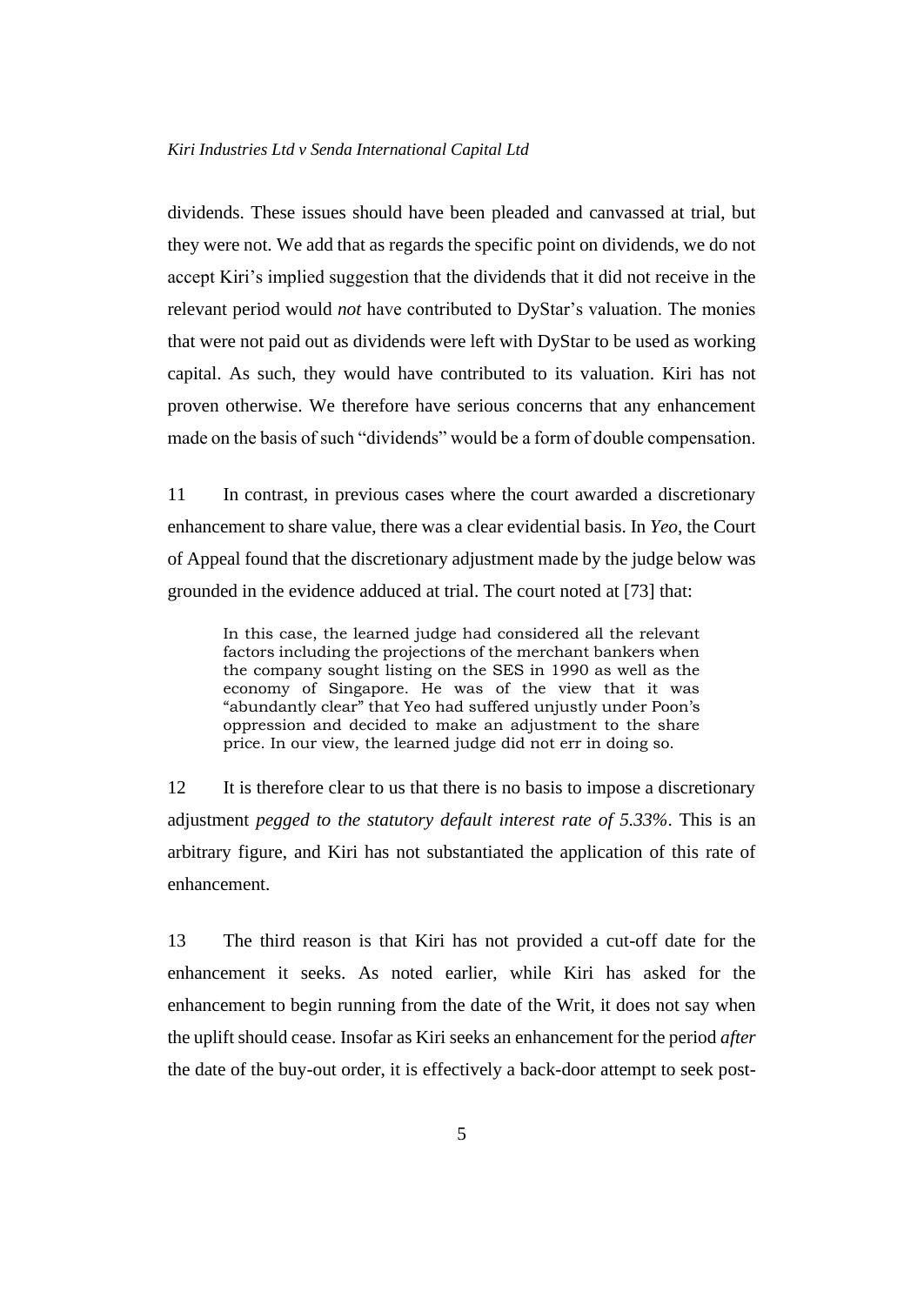dividends. These issues should have been pleaded and canvassed at trial, but they were not. We add that as regards the specific point on dividends, we do not accept Kiri's implied suggestion that the dividends that it did not receive in the relevant period would *not* have contributed to DyStar's valuation. The monies that were not paid out as dividends were left with DyStar to be used as working capital. As such, they would have contributed to its valuation. Kiri has not proven otherwise. We therefore have serious concerns that any enhancement made on the basis of such "dividends" would be a form of double compensation.

11 In contrast, in previous cases where the court awarded a discretionary enhancement to share value, there was a clear evidential basis. In *Yeo*, the Court of Appeal found that the discretionary adjustment made by the judge below was grounded in the evidence adduced at trial. The court noted at [73] that:

> In this case, the learned judge had considered all the relevant factors including the projections of the merchant bankers when the company sought listing on the SES in 1990 as well as the economy of Singapore. He was of the view that it was "abundantly clear" that Yeo had suffered unjustly under Poon's oppression and decided to make an adjustment to the share price. In our view, the learned judge did not err in doing so.

12 It is therefore clear to us that there is no basis to impose a discretionary adjustment *pegged to the statutory default interest rate of 5.33%*. This is an arbitrary figure, and Kiri has not substantiated the application of this rate of enhancement.

13 The third reason is that Kiri has not provided a cut-off date for the enhancement it seeks. As noted earlier, while Kiri has asked for the enhancement to begin running from the date of the Writ, it does not say when the uplift should cease. Insofar as Kiri seeks an enhancement for the period *after* the date of the buy-out order, it is effectively a back-door attempt to seek post-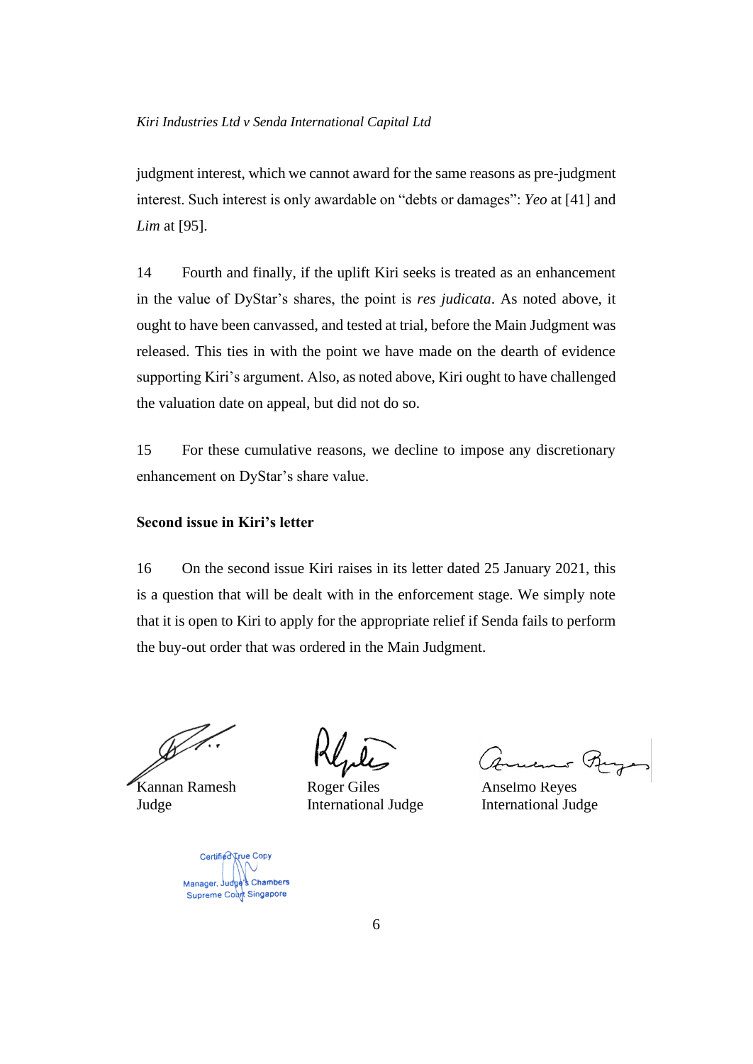judgment interest, which we cannot award for the same reasons as pre-judgment interest. Such interest is only awardable on "debts or damages": *Yeo* at [41] and *Lim* at [95].

14 Fourth and finally, if the uplift Kiri seeks is treated as an enhancement in the value of DyStar's shares, the point is *res judicata*. As noted above, it ought to have been canvassed, and tested at trial, before the Main Judgment was released. This ties in with the point we have made on the dearth of evidence supporting Kiri's argument. Also, as noted above, Kiri ought to have challenged the valuation date on appeal, but did not do so.

15 For these cumulative reasons, we decline to impose any discretionary enhancement on DyStar's share value.

### Second issue in Kiri's letter

16 On the second issue Kiri raises in its letter dated 25 January 2021, this is a question that will be dealt with in the enforcement stage. We simply note that it is open to Kiri to apply for the appropriate relief if Senda fails to perform the buy-out order that was ordered in the Main Judgment.

| | | |
|---|---|---|
| Kannan Ramesh | Roger Giles | Anselmo Reyes |
| Judge | International Judge | International Judge |

Certified True Copy
Manager, Judge's Chambers
Supreme Court Singapore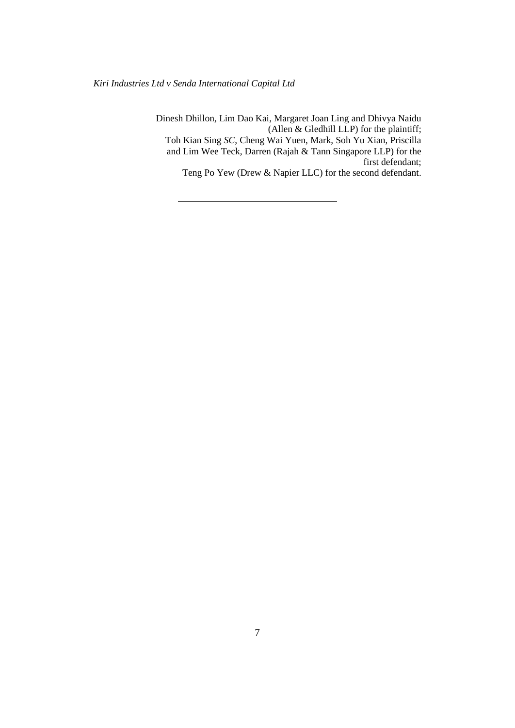*Kiri Industries Ltd v Senda International Capital Ltd*

Dinesh Dhillon, Lim Dao Kai, Margaret Joan Ling and Dhivya Naidu (Allen & Gledhill LLP) for the plaintiff;
Toh Kian Sing *SC*, Cheng Wai Yuen, Mark, Soh Yu Xian, Priscilla and Lim Wee Teck, Darren (Rajah & Tann Singapore LLP) for the first defendant;
Teng Po Yew (Drew & Napier LLC) for the second defendant.

---